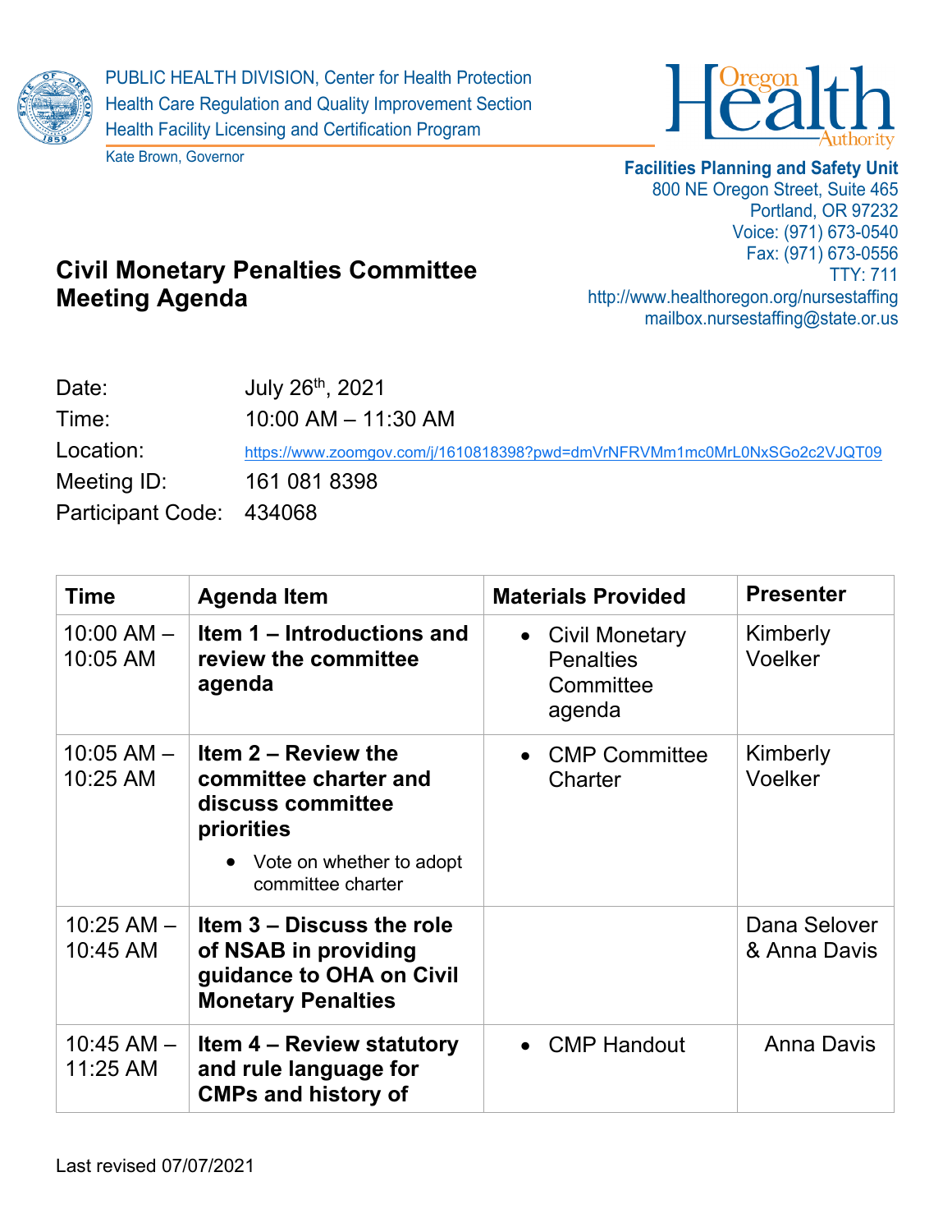PUBLIC HEALTH DIVISION, Center for Health Protection
Health Care Regulation and Quality Improvement Section
Health Facility Licensing and Certification Program

Kate Brown, Governor

Oregon Health Authority

**Facilities Planning and Safety Unit**
800 NE Oregon Street, Suite 465
Portland, OR 97232
Voice: (971) 673-0540
Fax: (971) 673-0556
TTY: 711
http://www.healthoregon.org/nursestaffing
mailbox.nursestaffing@state.or.us

# Civil Monetary Penalties Committee Meeting Agenda

Date: July 26th, 2021
Time: 10:00 AM – 11:30 AM
Location: https://www.zoomgov.com/j/1610818398?pwd=dmVrNFRVMm1mc0MrL0NxSGo2c2VJQT09
Meeting ID: 161 081 8398
Participant Code: 434068

| Time | Agenda Item | Materials Provided | Presenter |
|---|---|---|---|
| 10:00 AM – 10:05 AM | **Item 1 – Introductions and review the committee agenda** | • Civil Monetary Penalties Committee agenda | Kimberly Voelker |
| 10:05 AM – 10:25 AM | **Item 2 – Review the committee charter and discuss committee priorities**<br>• Vote on whether to adopt committee charter | • CMP Committee Charter | Kimberly Voelker |
| 10:25 AM – 10:45 AM | **Item 3 – Discuss the role of NSAB in providing guidance to OHA on Civil Monetary Penalties** | | Dana Selover & Anna Davis |
| 10:45 AM – 11:25 AM | **Item 4 – Review statutory and rule language for CMPs and history of** | • CMP Handout | Anna Davis |

Last revised 07/07/2021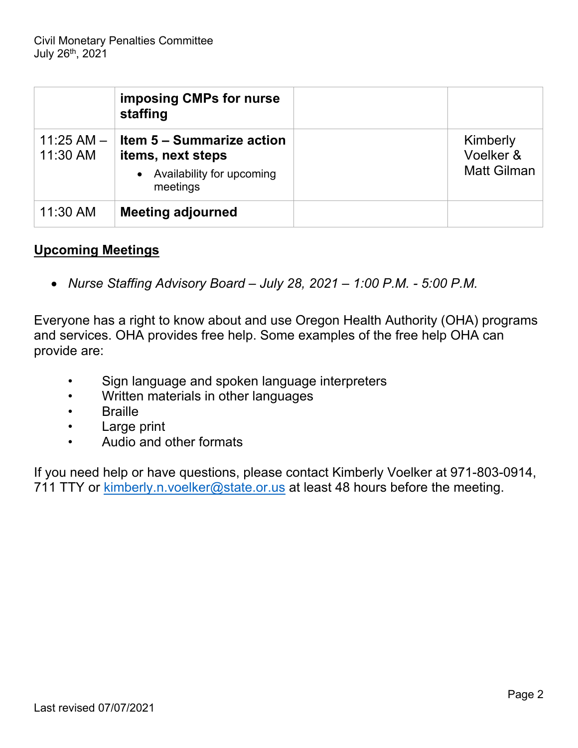| | | | |
|---|---|---|---|
| | **imposing CMPs for nurse staffing** | | |
| 11:25 AM – 11:30 AM | **Item 5 – Summarize action items, next steps**<br>• Availability for upcoming meetings | | Kimberly Voelker & Matt Gilman |
| 11:30 AM | **Meeting adjourned** | | |

## Upcoming Meetings

- *Nurse Staffing Advisory Board – July 28, 2021 – 1:00 P.M. - 5:00 P.M.*

Everyone has a right to know about and use Oregon Health Authority (OHA) programs and services. OHA provides free help. Some examples of the free help OHA can provide are:

- Sign language and spoken language interpreters
- Written materials in other languages
- Braille
- Large print
- Audio and other formats

If you need help or have questions, please contact Kimberly Voelker at 971-803-0914, 711 TTY or kimberly.n.voelker@state.or.us at least 48 hours before the meeting.

Last revised 07/07/2021